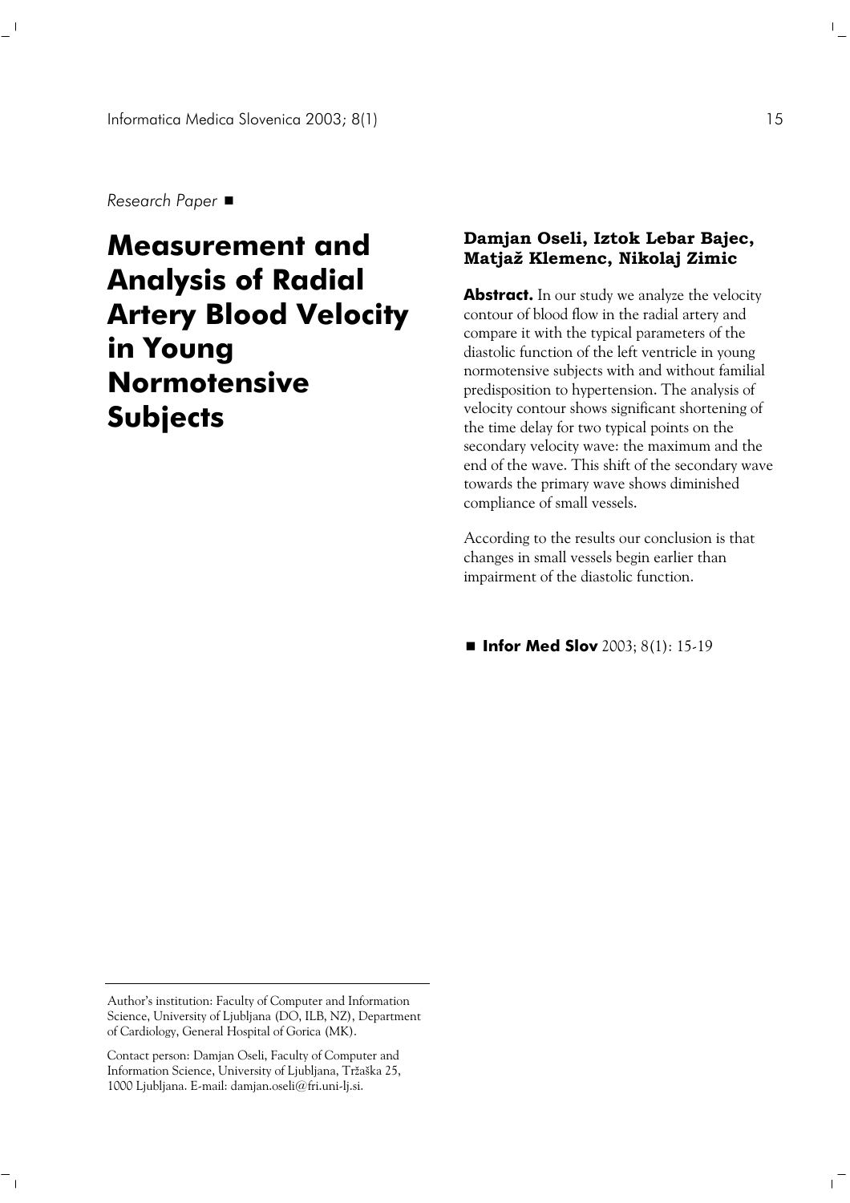*Research Paper* ■

# Measurement and Analysis of Radial Artery Blood Velocity in Young Normotensive Subjects

**Damjan Oseli, Iztok Lebar Bajec, Matjaž Klemenc, Nikolaj Zimic**

**Abstract.** In our study we analyze the velocity contour of blood flow in the radial artery and compare it with the typical parameters of the diastolic function of the left ventricle in young normotensive subjects with and without familial predisposition to hypertension. The analysis of velocity contour shows significant shortening of the time delay for two typical points on the secondary velocity wave: the maximum and the end of the wave. This shift of the secondary wave towards the primary wave shows diminished compliance of small vessels.

According to the results our conclusion is that changes in small vessels begin earlier than impairment of the diastolic function.

■ **Infor Med Slov** 2003; 8(1): 15-19

---

Author's institution: Faculty of Computer and Information Science, University of Ljubljana (DO, ILB, NZ), Department of Cardiology, General Hospital of Gorica (MK).

Contact person: Damjan Oseli, Faculty of Computer and Information Science, University of Ljubljana, Tržaška 25, 1000 Ljubljana. E-mail: damjan.oseli@fri.uni-lj.si.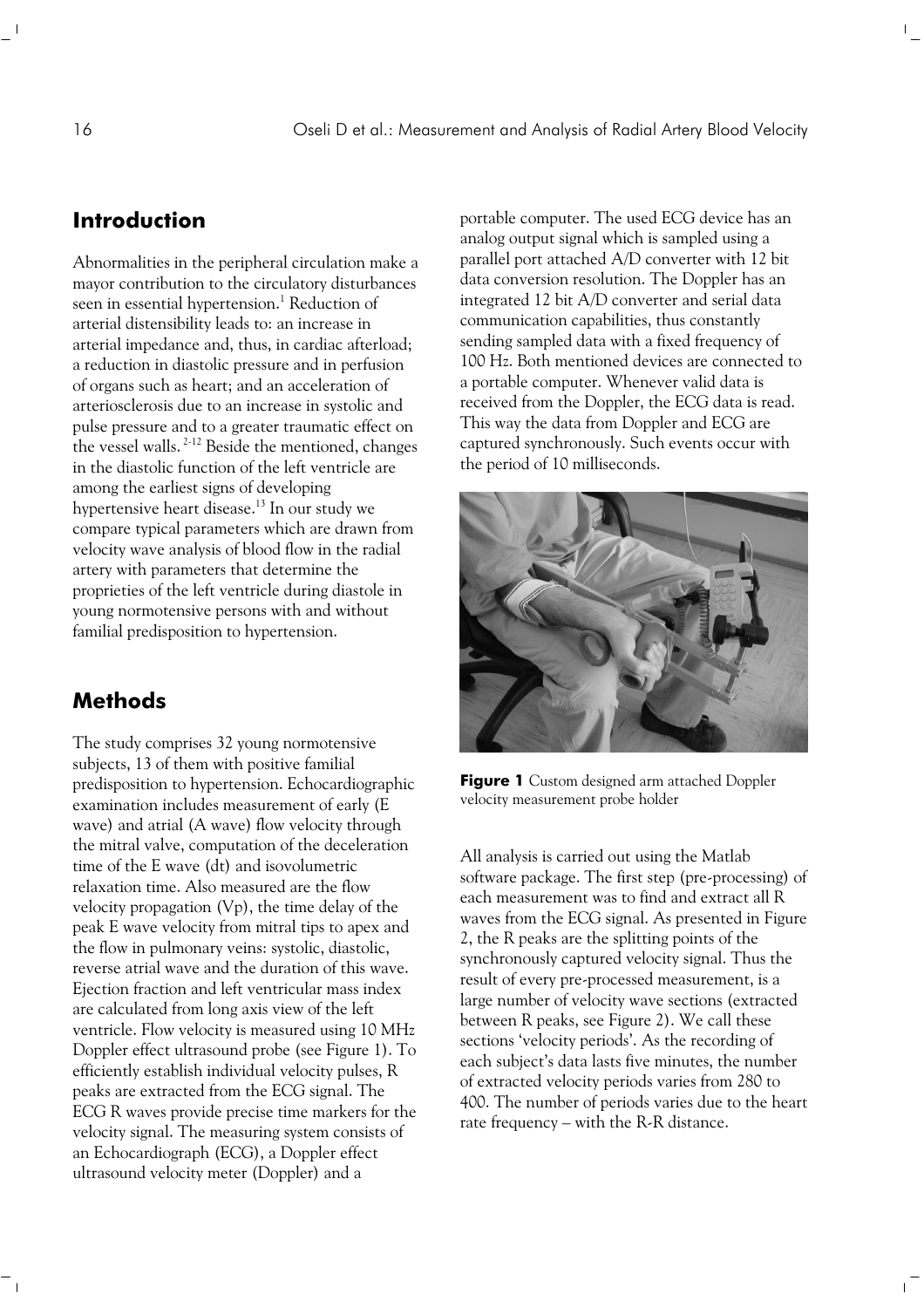## Introduction

Abnormalities in the peripheral circulation make a mayor contribution to the circulatory disturbances seen in essential hypertension.[1] Reduction of arterial distensibility leads to: an increase in arterial impedance and, thus, in cardiac afterload; a reduction in diastolic pressure and in perfusion of organs such as heart; and an acceleration of arteriosclerosis due to an increase in systolic and pulse pressure and to a greater traumatic effect on the vessel walls.[2-12] Beside the mentioned, changes in the diastolic function of the left ventricle are among the earliest signs of developing hypertensive heart disease.[13] In our study we compare typical parameters which are drawn from velocity wave analysis of blood flow in the radial artery with parameters that determine the proprieties of the left ventricle during diastole in young normotensive persons with and without familial predisposition to hypertension.

## Methods

The study comprises 32 young normotensive subjects, 13 of them with positive familial predisposition to hypertension. Echocardiographic examination includes measurement of early (E wave) and atrial (A wave) flow velocity through the mitral valve, computation of the deceleration time of the E wave (dt) and isovolumetric relaxation time. Also measured are the flow velocity propagation (Vp), the time delay of the peak E wave velocity from mitral tips to apex and the flow in pulmonary veins: systolic, diastolic, reverse atrial wave and the duration of this wave. Ejection fraction and left ventricular mass index are calculated from long axis view of the left ventricle. Flow velocity is measured using 10 MHz Doppler effect ultrasound probe (see Figure 1). To efficiently establish individual velocity pulses, R peaks are extracted from the ECG signal. The ECG R waves provide precise time markers for the velocity signal. The measuring system consists of an Echocardiograph (ECG), a Doppler effect ultrasound velocity meter (Doppler) and a portable computer. The used ECG device has an analog output signal which is sampled using a parallel port attached A/D converter with 12 bit data conversion resolution. The Doppler has an integrated 12 bit A/D converter and serial data communication capabilities, thus constantly sending sampled data with a fixed frequency of 100 Hz. Both mentioned devices are connected to a portable computer. Whenever valid data is received from the Doppler, the ECG data is read. This way the data from Doppler and ECG are captured synchronously. Such events occur with the period of 10 milliseconds.

**Figure 1** Custom designed arm attached Doppler velocity measurement probe holder

All analysis is carried out using the Matlab software package. The first step (pre-processing) of each measurement was to find and extract all R waves from the ECG signal. As presented in Figure 2, the R peaks are the splitting points of the synchronously captured velocity signal. Thus the result of every pre-processed measurement, is a large number of velocity wave sections (extracted between R peaks, see Figure 2). We call these sections 'velocity periods'. As the recording of each subject's data lasts five minutes, the number of extracted velocity periods varies from 280 to 400. The number of periods varies due to the heart rate frequency – with the R-R distance.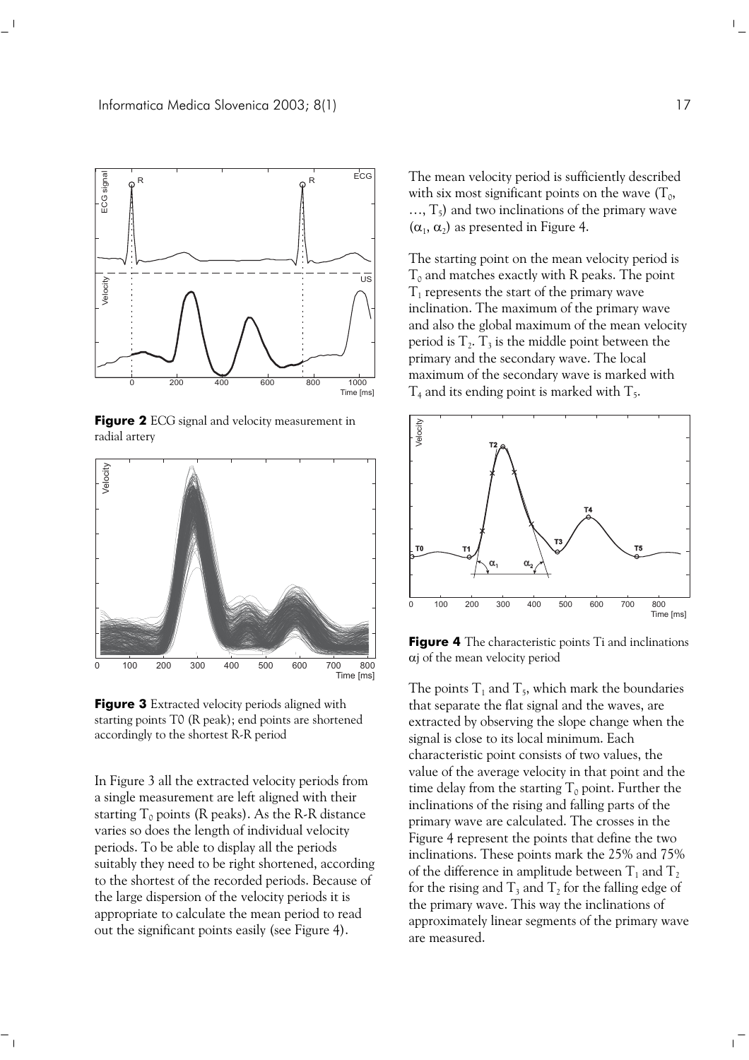**Figure 2** ECG signal and velocity measurement in radial artery

**Figure 3** Extracted velocity periods aligned with starting points T0 (R peak); end points are shortened accordingly to the shortest R-R period

In Figure 3 all the extracted velocity periods from a single measurement are left aligned with their starting $T_0$ points (R peaks). As the R-R distance varies so does the length of individual velocity periods. To be able to display all the periods suitably they need to be right shortened, according to the shortest of the recorded periods. Because of the large dispersion of the velocity periods it is appropriate to calculate the mean period to read out the significant points easily (see Figure 4).

The mean velocity period is sufficiently described with six most significant points on the wave ($T_0$, …, $T_5$) and two inclinations of the primary wave ($\alpha_1$, $\alpha_2$) as presented in Figure 4.

The starting point on the mean velocity period is $T_0$ and matches exactly with R peaks. The point $T_1$ represents the start of the primary wave inclination. The maximum of the primary wave and also the global maximum of the mean velocity period is $T_2$. $T_3$ is the middle point between the primary and the secondary wave. The local maximum of the secondary wave is marked with $T_4$ and its ending point is marked with $T_5$.

**Figure 4** The characteristic points Ti and inclinations $\alpha$j of the mean velocity period

The points $T_1$ and $T_5$, which mark the boundaries that separate the flat signal and the waves, are extracted by observing the slope change when the signal is close to its local minimum. Each characteristic point consists of two values, the value of the average velocity in that point and the time delay from the starting $T_0$ point. Further the inclinations of the rising and falling parts of the primary wave are calculated. The crosses in the Figure 4 represent the points that define the two inclinations. These points mark the 25% and 75% of the difference in amplitude between $T_1$ and $T_2$ for the rising and $T_3$ and $T_2$ for the falling edge of the primary wave. This way the inclinations of approximately linear segments of the primary wave are measured.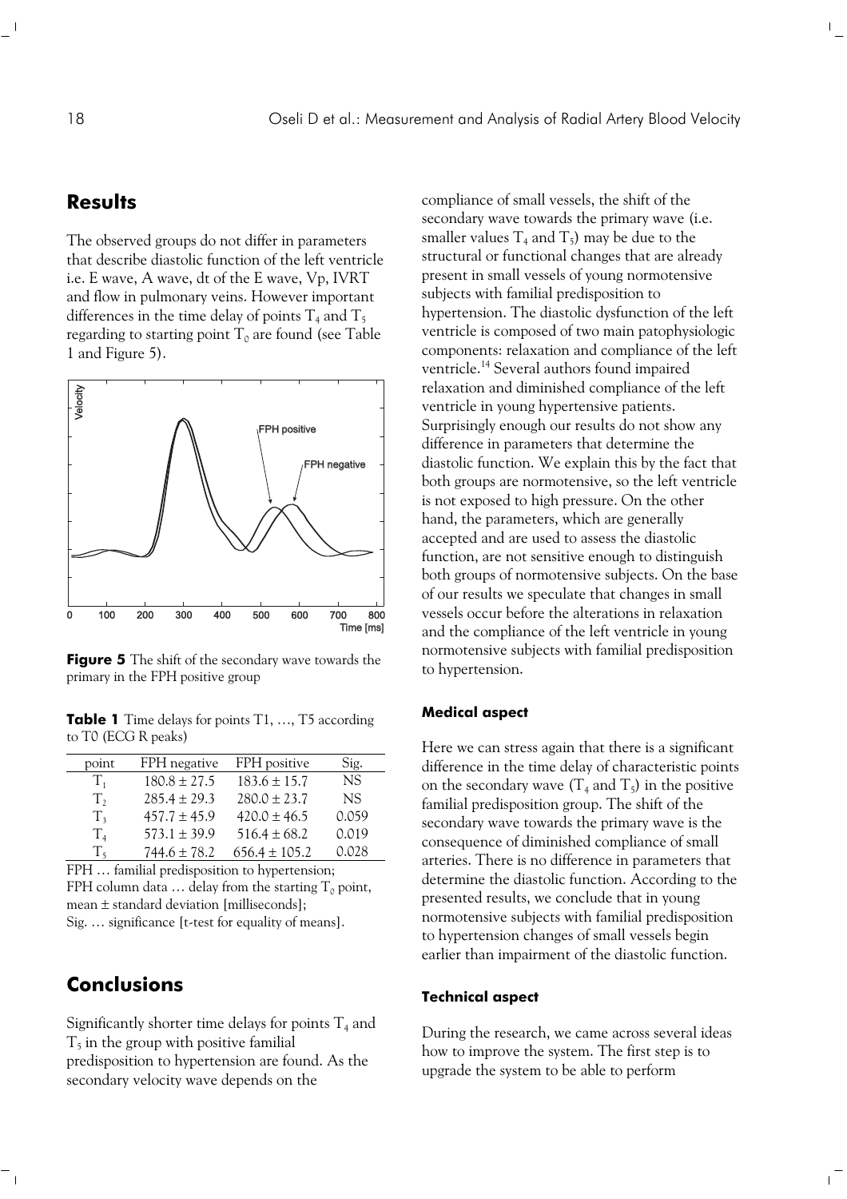## Results

The observed groups do not differ in parameters that describe diastolic function of the left ventricle i.e. E wave, A wave, dt of the E wave, Vp, IVRT and flow in pulmonary veins. However important differences in the time delay of points $T_4$ and $T_5$ regarding to starting point $T_0$ are found (see Table 1 and Figure 5).

**Figure 5** The shift of the secondary wave towards the primary in the FPH positive group

**Table 1** Time delays for points T1, …, T5 according to T0 (ECG R peaks)

| point | FPH negative | FPH positive | Sig. |
|---|---|---|---|
| $T_1$ | 180.8 ± 27.5 | 183.6 ± 15.7 | NS |
| $T_2$ | 285.4 ± 29.3 | 280.0 ± 23.7 | NS |
| $T_3$ | 457.7 ± 45.9 | 420.0 ± 46.5 | 0.059 |
| $T_4$ | 573.1 ± 39.9 | 516.4 ± 68.2 | 0.019 |
| $T_5$ | 744.6 ± 78.2 | 656.4 ± 105.2 | 0.028 |

FPH … familial predisposition to hypertension;
FPH column data … delay from the starting $T_0$ point, mean ± standard deviation [milliseconds];
Sig. … significance [t-test for equality of means].

## Conclusions

Significantly shorter time delays for points $T_4$ and $T_5$ in the group with positive familial predisposition to hypertension are found. As the secondary velocity wave depends on the compliance of small vessels, the shift of the secondary wave towards the primary wave (i.e. smaller values $T_4$ and $T_5$) may be due to the structural or functional changes that are already present in small vessels of young normotensive subjects with familial predisposition to hypertension. The diastolic dysfunction of the left ventricle is composed of two main patophysiologic components: relaxation and compliance of the left ventricle.[14] Several authors found impaired relaxation and diminished compliance of the left ventricle in young hypertensive patients. Surprisingly enough our results do not show any difference in parameters that determine the diastolic function. We explain this by the fact that both groups are normotensive, so the left ventricle is not exposed to high pressure. On the other hand, the parameters, which are generally accepted and are used to assess the diastolic function, are not sensitive enough to distinguish both groups of normotensive subjects. On the base of our results we speculate that changes in small vessels occur before the alterations in relaxation and the compliance of the left ventricle in young normotensive subjects with familial predisposition to hypertension.

### Medical aspect

Here we can stress again that there is a significant difference in the time delay of characteristic points on the secondary wave ($T_4$ and $T_5$) in the positive familial predisposition group. The shift of the secondary wave towards the primary wave is the consequence of diminished compliance of small arteries. There is no difference in parameters that determine the diastolic function. According to the presented results, we conclude that in young normotensive subjects with familial predisposition to hypertension changes of small vessels begin earlier than impairment of the diastolic function.

### Technical aspect

During the research, we came across several ideas how to improve the system. The first step is to upgrade the system to be able to perform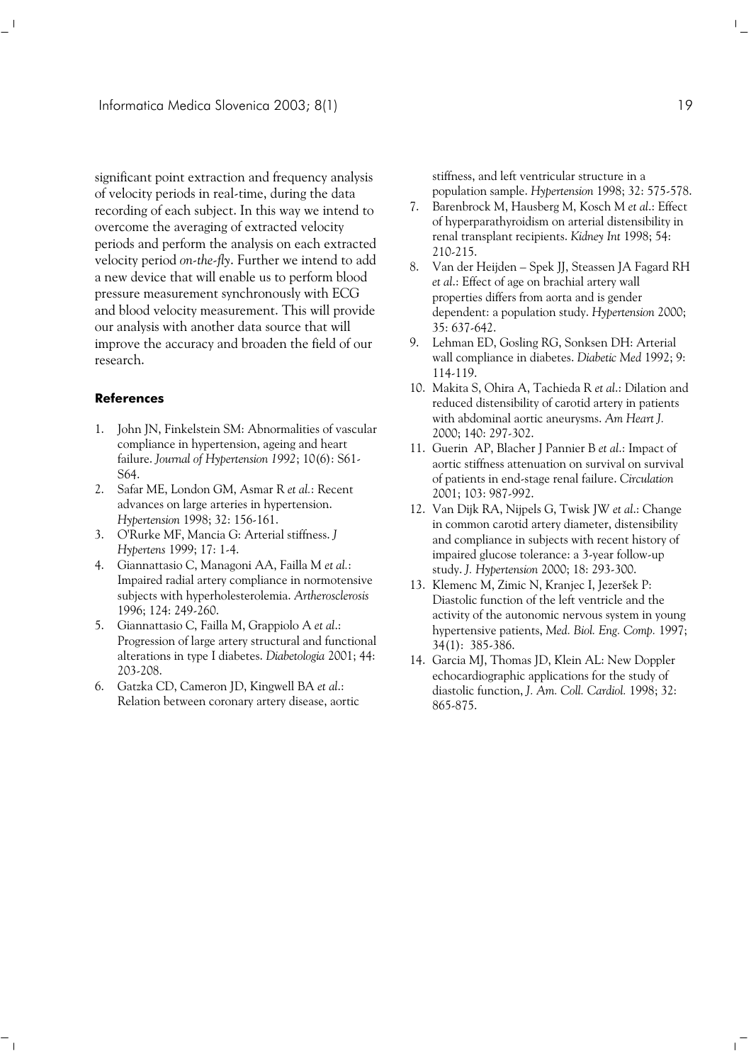significant point extraction and frequency analysis of velocity periods in real-time, during the data recording of each subject. In this way we intend to overcome the averaging of extracted velocity periods and perform the analysis on each extracted velocity period *on-the-fly*. Further we intend to add a new device that will enable us to perform blood pressure measurement synchronously with ECG and blood velocity measurement. This will provide our analysis with another data source that will improve the accuracy and broaden the field of our research.

## References

1. John JN, Finkelstein SM: Abnormalities of vascular compliance in hypertension, ageing and heart failure. *Journal of Hypertension 1992*; 10(6): S61-S64.
2. Safar ME, London GM, Asmar R *et al.*: Recent advances on large arteries in hypertension. *Hypertension* 1998; 32: 156-161.
3. O'Rurke MF, Mancia G: Arterial stiffness. *J Hypertens* 1999; 17: 1-4.
4. Giannattasio C, Managoni AA, Failla M *et al.*: Impaired radial artery compliance in normotensive subjects with hyperholesterolemia. *Artherosclerosis* 1996; 124: 249-260.
5. Giannattasio C, Failla M, Grappiolo A *et al*.: Progression of large artery structural and functional alterations in type I diabetes. *Diabetologia* 2001; 44: 203-208.
6. Gatzka CD, Cameron JD, Kingwell BA *et al*.: Relation between coronary artery disease, aortic stiffness, and left ventricular structure in a population sample. *Hypertension* 1998; 32: 575-578.
7. Barenbrock M, Hausberg M, Kosch M *et al*.: Effect of hyperparathyroidism on arterial distensibility in renal transplant recipients. *Kidney Int* 1998; 54: 210-215.
8. Van der Heijden – Spek JJ, Steassen JA Fagard RH *et al*.: Effect of age on brachial artery wall properties differs from aorta and is gender dependent: a population study. *Hypertension* 2000; 35: 637-642.
9. Lehman ED, Gosling RG, Sonksen DH: Arterial wall compliance in diabetes. *Diabetic Med* 1992; 9: 114-119.
10. Makita S, Ohira A, Tachieda R *et al*.: Dilation and reduced distensibility of carotid artery in patients with abdominal aortic aneurysms. *Am Heart J.* 2000; 140: 297-302.
11. Guerin AP, Blacher J Pannier B *et al*.: Impact of aortic stiffness attenuation on survival on survival of patients in end-stage renal failure. *Circulation* 2001; 103: 987-992.
12. Van Dijk RA, Nijpels G, Twisk JW *et al*.: Change in common carotid artery diameter, distensibility and compliance in subjects with recent history of impaired glucose tolerance: a 3-year follow-up study. *J. Hypertension* 2000; 18: 293-300.
13. Klemenc M, Zimic N, Kranjec I, Jezeršek P: Diastolic function of the left ventricle and the activity of the autonomic nervous system in young hypertensive patients, *Med. Biol. Eng. Comp.* 1997; 34(1): 385-386.
14. Garcia MJ, Thomas JD, Klein AL: New Doppler echocardiographic applications for the study of diastolic function, *J. Am. Coll. Cardiol.* 1998; 32: 865-875.